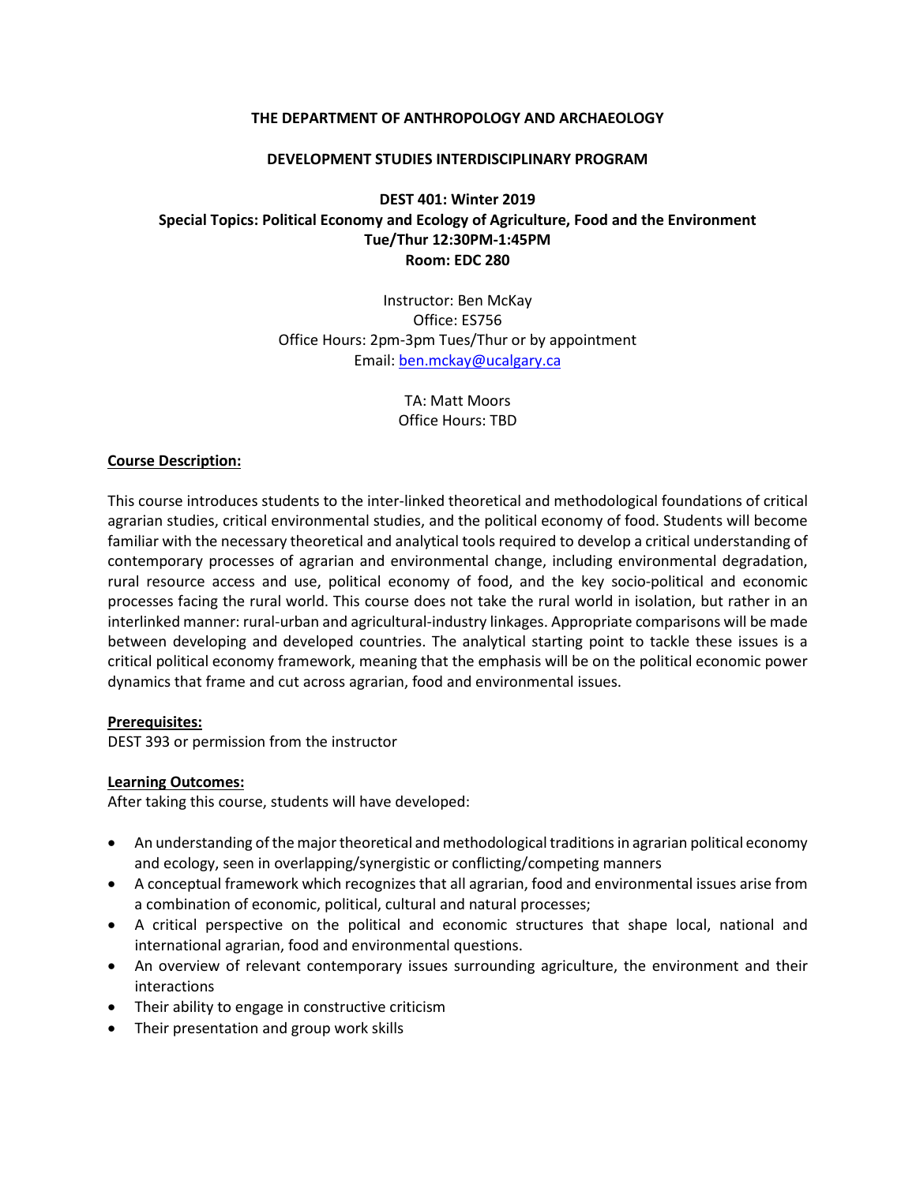**THE DEPARTMENT OF ANTHROPOLOGY AND ARCHAEOLOGY**

**DEVELOPMENT STUDIES INTERDISCIPLINARY PROGRAM**

**DEST 401: Winter 2019**
**Special Topics: Political Economy and Ecology of Agriculture, Food and the Environment**
**Tue/Thur 12:30PM-1:45PM**
**Room: EDC 280**

Instructor: Ben McKay
Office: ES756
Office Hours: 2pm-3pm Tues/Thur or by appointment
Email: ben.mckay@ucalgary.ca

TA: Matt Moors
Office Hours: TBD

**Course Description:**

This course introduces students to the inter-linked theoretical and methodological foundations of critical agrarian studies, critical environmental studies, and the political economy of food. Students will become familiar with the necessary theoretical and analytical tools required to develop a critical understanding of contemporary processes of agrarian and environmental change, including environmental degradation, rural resource access and use, political economy of food, and the key socio-political and economic processes facing the rural world. This course does not take the rural world in isolation, but rather in an interlinked manner: rural-urban and agricultural-industry linkages. Appropriate comparisons will be made between developing and developed countries. The analytical starting point to tackle these issues is a critical political economy framework, meaning that the emphasis will be on the political economic power dynamics that frame and cut across agrarian, food and environmental issues.

**Prerequisites:**
DEST 393 or permission from the instructor

**Learning Outcomes:**
After taking this course, students will have developed:

- An understanding of the major theoretical and methodological traditions in agrarian political economy and ecology, seen in overlapping/synergistic or conflicting/competing manners
- A conceptual framework which recognizes that all agrarian, food and environmental issues arise from a combination of economic, political, cultural and natural processes;
- A critical perspective on the political and economic structures that shape local, national and international agrarian, food and environmental questions.
- An overview of relevant contemporary issues surrounding agriculture, the environment and their interactions
- Their ability to engage in constructive criticism
- Their presentation and group work skills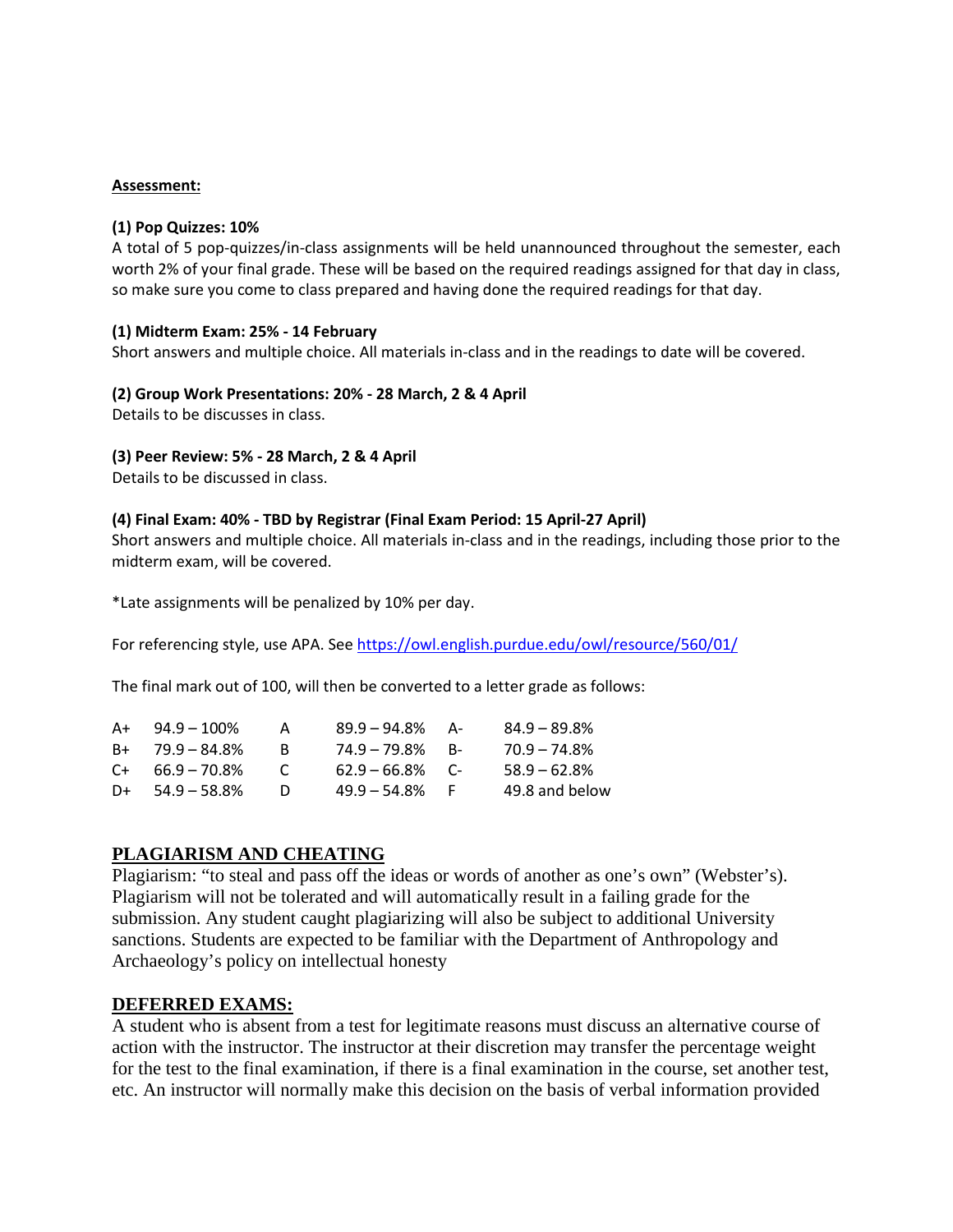**Assessment:**

**(1) Pop Quizzes: 10%**
A total of 5 pop-quizzes/in-class assignments will be held unannounced throughout the semester, each worth 2% of your final grade. These will be based on the required readings assigned for that day in class, so make sure you come to class prepared and having done the required readings for that day.

**(1) Midterm Exam: 25% - 14 February**
Short answers and multiple choice. All materials in-class and in the readings to date will be covered.

**(2) Group Work Presentations: 20% - 28 March, 2 & 4 April**
Details to be discusses in class.

**(3) Peer Review: 5% - 28 March, 2 & 4 April**
Details to be discussed in class.

**(4) Final Exam: 40% - TBD by Registrar (Final Exam Period: 15 April-27 April)**
Short answers and multiple choice. All materials in-class and in the readings, including those prior to the midterm exam, will be covered.

*Late assignments will be penalized by 10% per day.

For referencing style, use APA. See https://owl.english.purdue.edu/owl/resource/560/01/

The final mark out of 100, will then be converted to a letter grade as follows:

| | | | | | |
|---|---|---|---|---|---|
| A+ | 94.9 – 100% | A | 89.9 – 94.8% | A- | 84.9 – 89.8% |
| B+ | 79.9 – 84.8% | B | 74.9 – 79.8% | B- | 70.9 – 74.8% |
| C+ | 66.9 – 70.8% | C | 62.9 – 66.8% | C- | 58.9 – 62.8% |
| D+ | 54.9 – 58.8% | D | 49.9 – 54.8% | F | 49.8 and below |

## PLAGIARISM AND CHEATING

Plagiarism: "to steal and pass off the ideas or words of another as one's own" (Webster's). Plagiarism will not be tolerated and will automatically result in a failing grade for the submission. Any student caught plagiarizing will also be subject to additional University sanctions. Students are expected to be familiar with the Department of Anthropology and Archaeology's policy on intellectual honesty

## DEFERRED EXAMS:

A student who is absent from a test for legitimate reasons must discuss an alternative course of action with the instructor. The instructor at their discretion may transfer the percentage weight for the test to the final examination, if there is a final examination in the course, set another test, etc. An instructor will normally make this decision on the basis of verbal information provided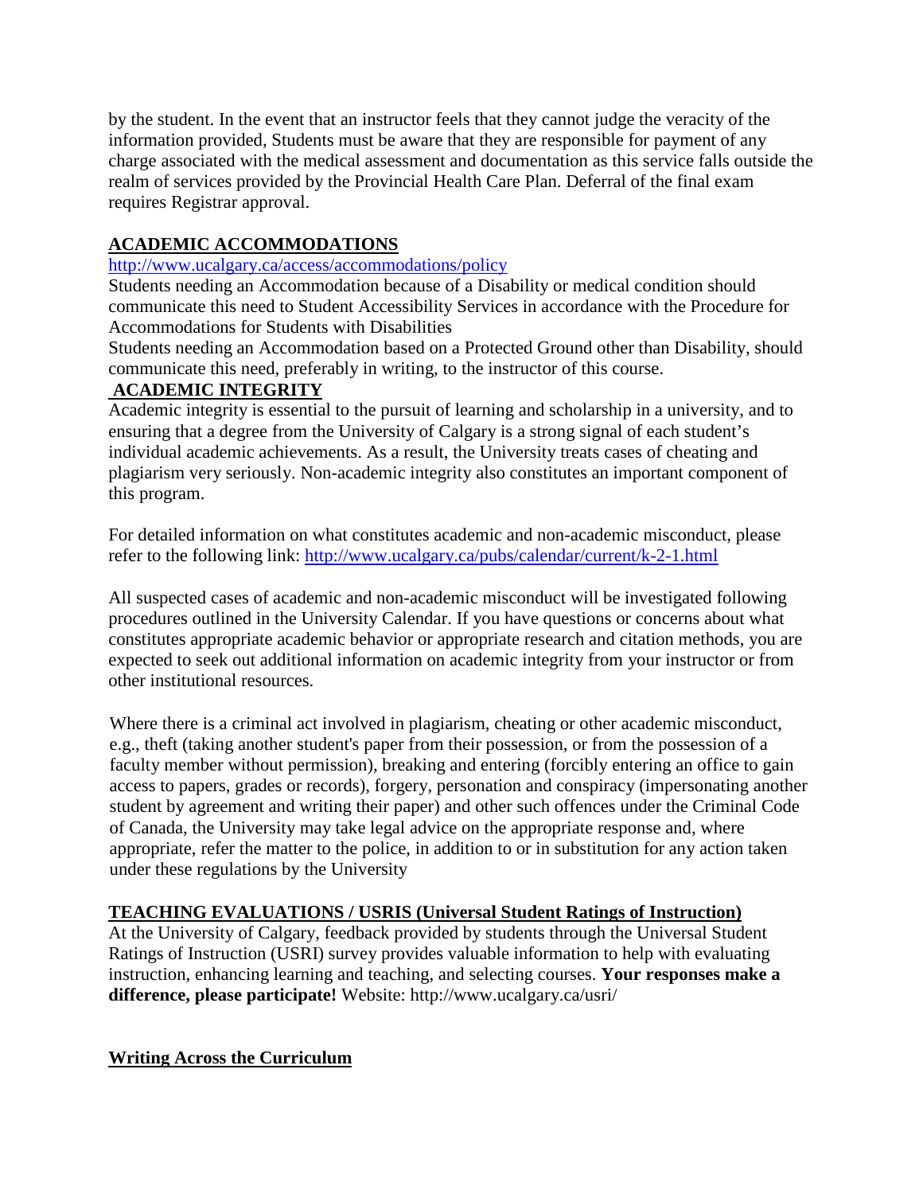by the student. In the event that an instructor feels that they cannot judge the veracity of the information provided, Students must be aware that they are responsible for payment of any charge associated with the medical assessment and documentation as this service falls outside the realm of services provided by the Provincial Health Care Plan. Deferral of the final exam requires Registrar approval.

## ACADEMIC ACCOMMODATIONS

http://www.ucalgary.ca/access/accommodations/policy

Students needing an Accommodation because of a Disability or medical condition should communicate this need to Student Accessibility Services in accordance with the Procedure for Accommodations for Students with Disabilities

Students needing an Accommodation based on a Protected Ground other than Disability, should communicate this need, preferably in writing, to the instructor of this course.

## ACADEMIC INTEGRITY

Academic integrity is essential to the pursuit of learning and scholarship in a university, and to ensuring that a degree from the University of Calgary is a strong signal of each student's individual academic achievements. As a result, the University treats cases of cheating and plagiarism very seriously. Non-academic integrity also constitutes an important component of this program.

For detailed information on what constitutes academic and non-academic misconduct, please refer to the following link: http://www.ucalgary.ca/pubs/calendar/current/k-2-1.html

All suspected cases of academic and non-academic misconduct will be investigated following procedures outlined in the University Calendar. If you have questions or concerns about what constitutes appropriate academic behavior or appropriate research and citation methods, you are expected to seek out additional information on academic integrity from your instructor or from other institutional resources.

Where there is a criminal act involved in plagiarism, cheating or other academic misconduct, e.g., theft (taking another student's paper from their possession, or from the possession of a faculty member without permission), breaking and entering (forcibly entering an office to gain access to papers, grades or records), forgery, personation and conspiracy (impersonating another student by agreement and writing their paper) and other such offences under the Criminal Code of Canada, the University may take legal advice on the appropriate response and, where appropriate, refer the matter to the police, in addition to or in substitution for any action taken under these regulations by the University

## TEACHING EVALUATIONS / USRIS (Universal Student Ratings of Instruction)

At the University of Calgary, feedback provided by students through the Universal Student Ratings of Instruction (USRI) survey provides valuable information to help with evaluating instruction, enhancing learning and teaching, and selecting courses. **Your responses make a difference, please participate!** Website: http://www.ucalgary.ca/usri/

## Writing Across the Curriculum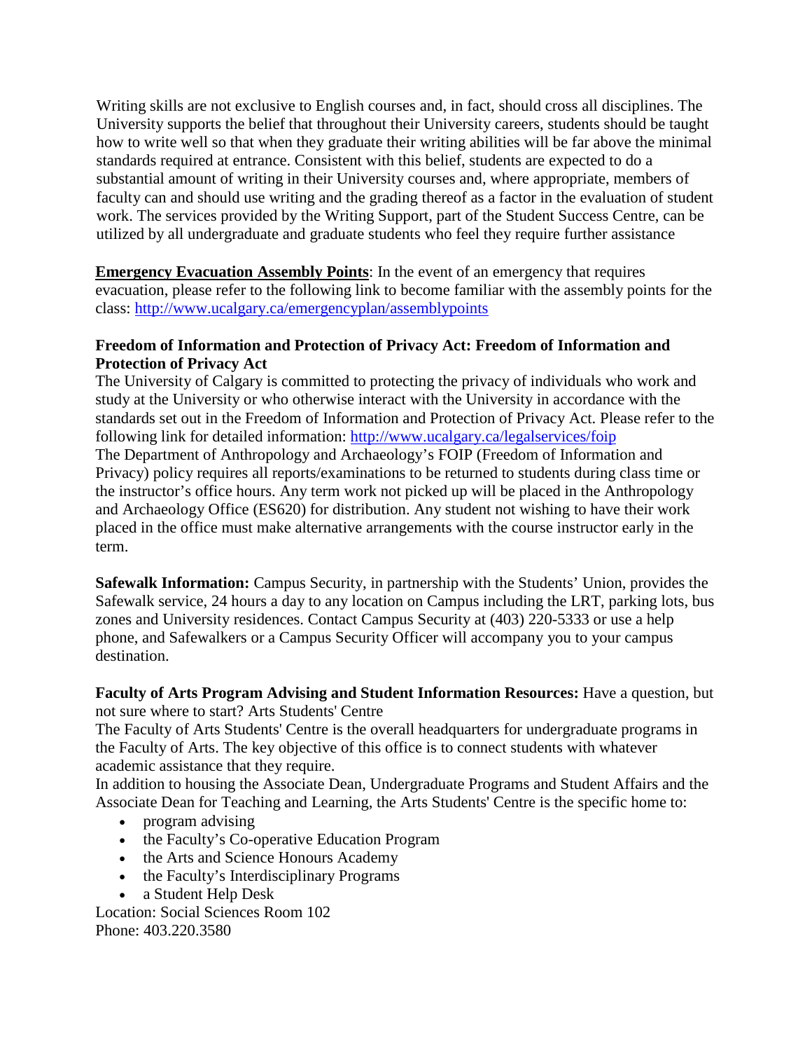Writing skills are not exclusive to English courses and, in fact, should cross all disciplines. The University supports the belief that throughout their University careers, students should be taught how to write well so that when they graduate their writing abilities will be far above the minimal standards required at entrance. Consistent with this belief, students are expected to do a substantial amount of writing in their University courses and, where appropriate, members of faculty can and should use writing and the grading thereof as a factor in the evaluation of student work. The services provided by the Writing Support, part of the Student Success Centre, can be utilized by all undergraduate and graduate students who feel they require further assistance

**Emergency Evacuation Assembly Points**: In the event of an emergency that requires evacuation, please refer to the following link to become familiar with the assembly points for the class: http://www.ucalgary.ca/emergencyplan/assemblypoints

**Freedom of Information and Protection of Privacy Act: Freedom of Information and Protection of Privacy Act**

The University of Calgary is committed to protecting the privacy of individuals who work and study at the University or who otherwise interact with the University in accordance with the standards set out in the Freedom of Information and Protection of Privacy Act. Please refer to the following link for detailed information: http://www.ucalgary.ca/legalservices/foip

The Department of Anthropology and Archaeology's FOIP (Freedom of Information and Privacy) policy requires all reports/examinations to be returned to students during class time or the instructor's office hours. Any term work not picked up will be placed in the Anthropology and Archaeology Office (ES620) for distribution. Any student not wishing to have their work placed in the office must make alternative arrangements with the course instructor early in the term.

**Safewalk Information:** Campus Security, in partnership with the Students' Union, provides the Safewalk service, 24 hours a day to any location on Campus including the LRT, parking lots, bus zones and University residences. Contact Campus Security at (403) 220-5333 or use a help phone, and Safewalkers or a Campus Security Officer will accompany you to your campus destination.

**Faculty of Arts Program Advising and Student Information Resources:** Have a question, but not sure where to start? Arts Students' Centre

The Faculty of Arts Students' Centre is the overall headquarters for undergraduate programs in the Faculty of Arts. The key objective of this office is to connect students with whatever academic assistance that they require.

In addition to housing the Associate Dean, Undergraduate Programs and Student Affairs and the Associate Dean for Teaching and Learning, the Arts Students' Centre is the specific home to:

- program advising
- the Faculty's Co-operative Education Program
- the Arts and Science Honours Academy
- the Faculty's Interdisciplinary Programs
- a Student Help Desk

Location: Social Sciences Room 102
Phone: 403.220.3580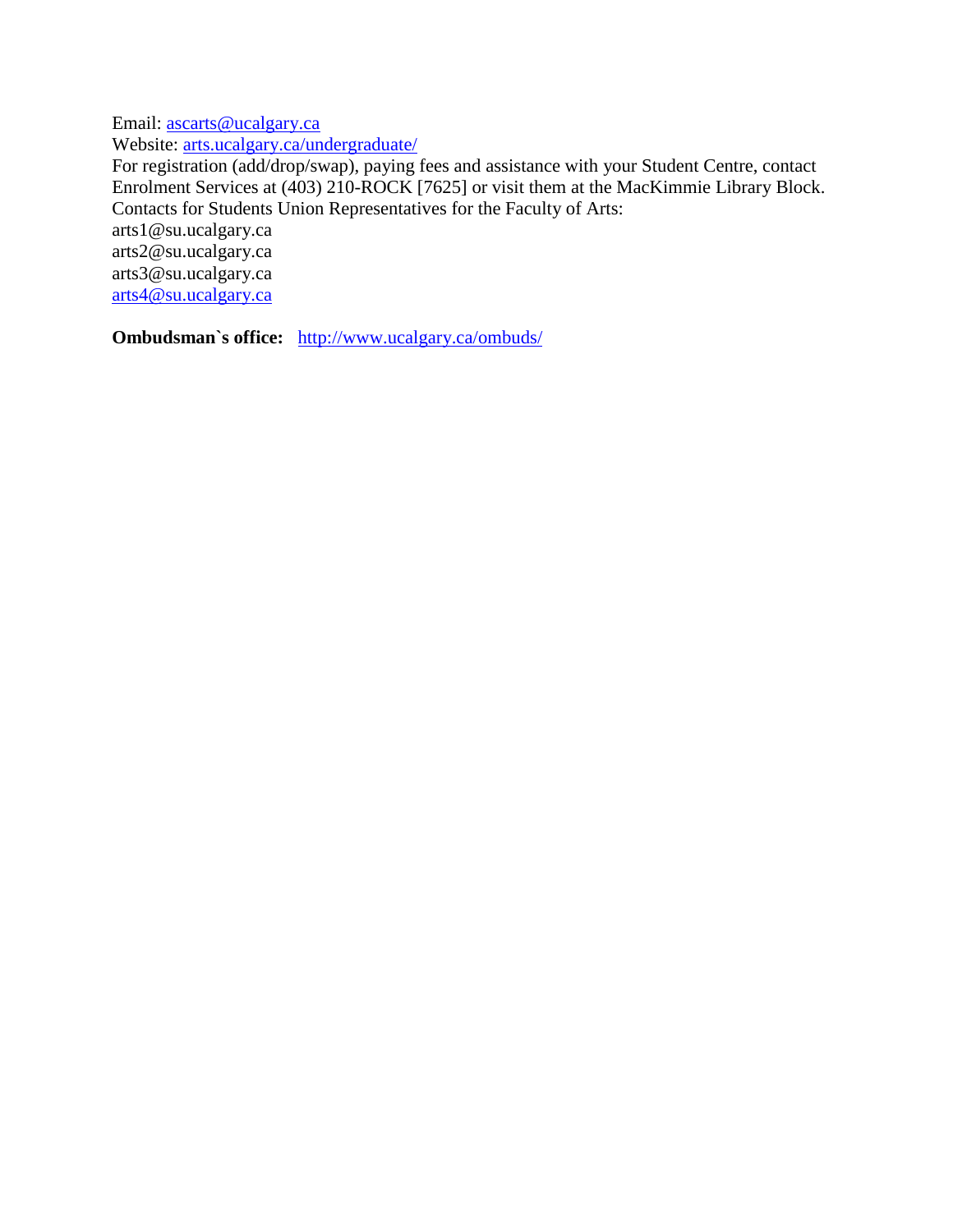Email: ascarts@ucalgary.ca
Website: arts.ucalgary.ca/undergraduate/
For registration (add/drop/swap), paying fees and assistance with your Student Centre, contact Enrolment Services at (403) 210-ROCK [7625] or visit them at the MacKimmie Library Block.
Contacts for Students Union Representatives for the Faculty of Arts:
arts1@su.ucalgary.ca
arts2@su.ucalgary.ca
arts3@su.ucalgary.ca
arts4@su.ucalgary.ca

**Ombudsman`s office:** http://www.ucalgary.ca/ombuds/